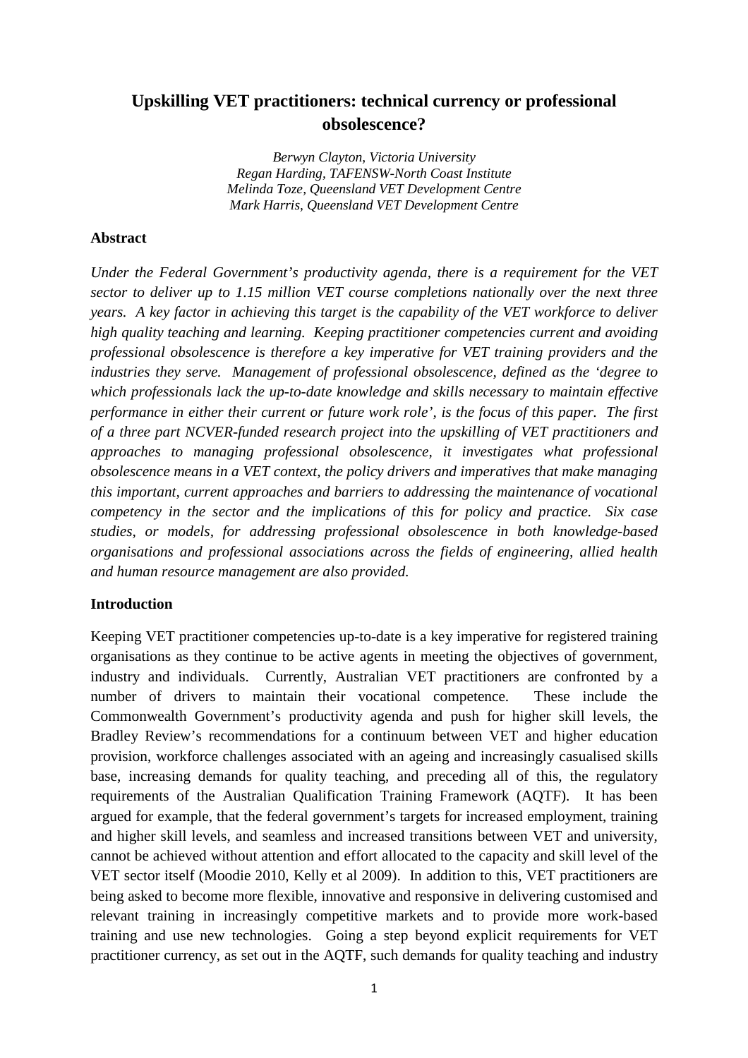# Upskilling VET practitioners: technical currency or professional obsolescence?

*Berwyn Clayton, Victoria University*
*Regan Harding, TAFENSW-North Coast Institute*
*Melinda Toze, Queensland VET Development Centre*
*Mark Harris, Queensland VET Development Centre*

## Abstract

*Under the Federal Government's productivity agenda, there is a requirement for the VET sector to deliver up to 1.15 million VET course completions nationally over the next three years. A key factor in achieving this target is the capability of the VET workforce to deliver high quality teaching and learning. Keeping practitioner competencies current and avoiding professional obsolescence is therefore a key imperative for VET training providers and the industries they serve. Management of professional obsolescence, defined as the 'degree to which professionals lack the up-to-date knowledge and skills necessary to maintain effective performance in either their current or future work role', is the focus of this paper. The first of a three part NCVER-funded research project into the upskilling of VET practitioners and approaches to managing professional obsolescence, it investigates what professional obsolescence means in a VET context, the policy drivers and imperatives that make managing this important, current approaches and barriers to addressing the maintenance of vocational competency in the sector and the implications of this for policy and practice. Six case studies, or models, for addressing professional obsolescence in both knowledge-based organisations and professional associations across the fields of engineering, allied health and human resource management are also provided.*

## Introduction

Keeping VET practitioner competencies up-to-date is a key imperative for registered training organisations as they continue to be active agents in meeting the objectives of government, industry and individuals. Currently, Australian VET practitioners are confronted by a number of drivers to maintain their vocational competence. These include the Commonwealth Government's productivity agenda and push for higher skill levels, the Bradley Review's recommendations for a continuum between VET and higher education provision, workforce challenges associated with an ageing and increasingly casualised skills base, increasing demands for quality teaching, and preceding all of this, the regulatory requirements of the Australian Qualification Training Framework (AQTF). It has been argued for example, that the federal government's targets for increased employment, training and higher skill levels, and seamless and increased transitions between VET and university, cannot be achieved without attention and effort allocated to the capacity and skill level of the VET sector itself (Moodie 2010, Kelly et al 2009). In addition to this, VET practitioners are being asked to become more flexible, innovative and responsive in delivering customised and relevant training in increasingly competitive markets and to provide more work-based training and use new technologies. Going a step beyond explicit requirements for VET practitioner currency, as set out in the AQTF, such demands for quality teaching and industry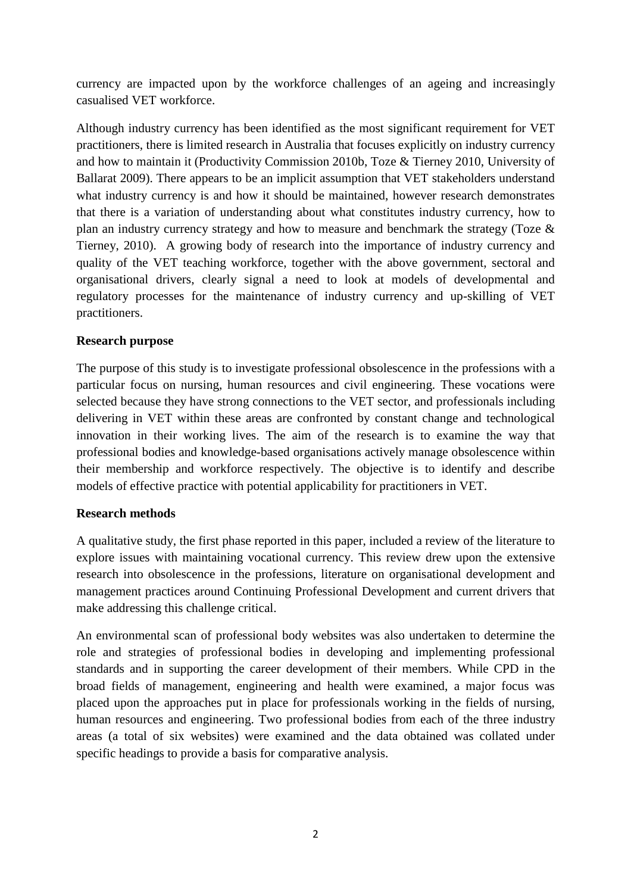currency are impacted upon by the workforce challenges of an ageing and increasingly casualised VET workforce.

Although industry currency has been identified as the most significant requirement for VET practitioners, there is limited research in Australia that focuses explicitly on industry currency and how to maintain it (Productivity Commission 2010b, Toze & Tierney 2010, University of Ballarat 2009). There appears to be an implicit assumption that VET stakeholders understand what industry currency is and how it should be maintained, however research demonstrates that there is a variation of understanding about what constitutes industry currency, how to plan an industry currency strategy and how to measure and benchmark the strategy (Toze & Tierney, 2010). A growing body of research into the importance of industry currency and quality of the VET teaching workforce, together with the above government, sectoral and organisational drivers, clearly signal a need to look at models of developmental and regulatory processes for the maintenance of industry currency and up-skilling of VET practitioners.

**Research purpose**

The purpose of this study is to investigate professional obsolescence in the professions with a particular focus on nursing, human resources and civil engineering. These vocations were selected because they have strong connections to the VET sector, and professionals including delivering in VET within these areas are confronted by constant change and technological innovation in their working lives. The aim of the research is to examine the way that professional bodies and knowledge-based organisations actively manage obsolescence within their membership and workforce respectively. The objective is to identify and describe models of effective practice with potential applicability for practitioners in VET.

**Research methods**

A qualitative study, the first phase reported in this paper, included a review of the literature to explore issues with maintaining vocational currency. This review drew upon the extensive research into obsolescence in the professions, literature on organisational development and management practices around Continuing Professional Development and current drivers that make addressing this challenge critical.

An environmental scan of professional body websites was also undertaken to determine the role and strategies of professional bodies in developing and implementing professional standards and in supporting the career development of their members. While CPD in the broad fields of management, engineering and health were examined, a major focus was placed upon the approaches put in place for professionals working in the fields of nursing, human resources and engineering. Two professional bodies from each of the three industry areas (a total of six websites) were examined and the data obtained was collated under specific headings to provide a basis for comparative analysis.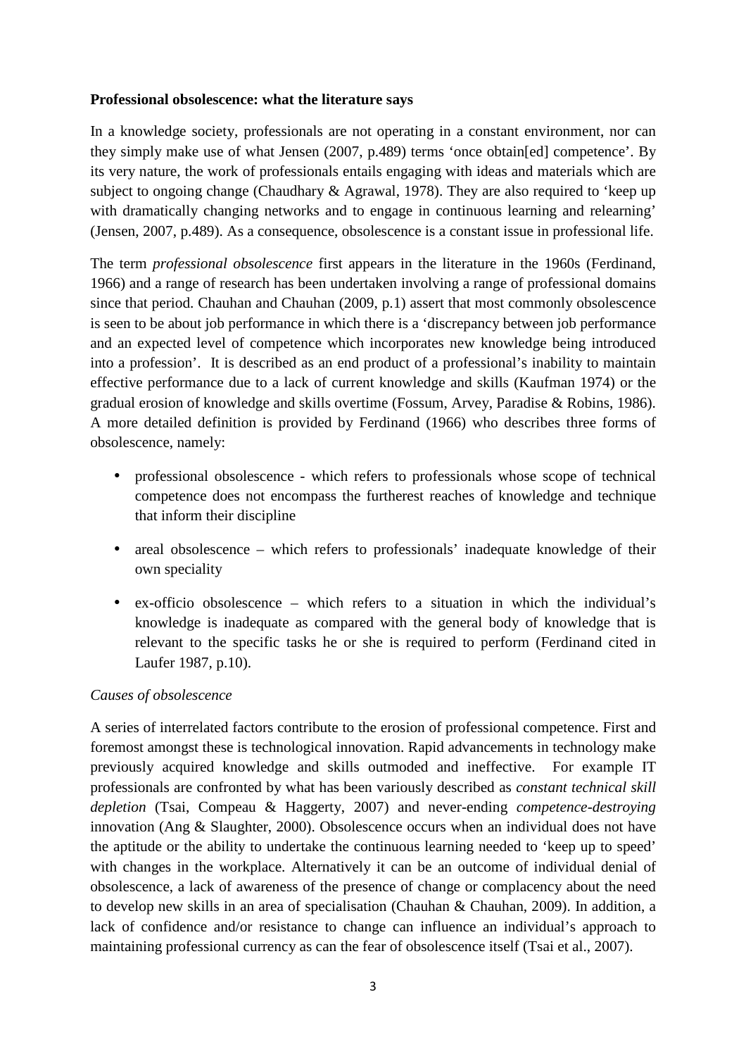**Professional obsolescence: what the literature says**

In a knowledge society, professionals are not operating in a constant environment, nor can they simply make use of what Jensen (2007, p.489) terms 'once obtain[ed] competence'. By its very nature, the work of professionals entails engaging with ideas and materials which are subject to ongoing change (Chaudhary & Agrawal, 1978). They are also required to 'keep up with dramatically changing networks and to engage in continuous learning and relearning' (Jensen, 2007, p.489). As a consequence, obsolescence is a constant issue in professional life.

The term *professional obsolescence* first appears in the literature in the 1960s (Ferdinand, 1966) and a range of research has been undertaken involving a range of professional domains since that period. Chauhan and Chauhan (2009, p.1) assert that most commonly obsolescence is seen to be about job performance in which there is a 'discrepancy between job performance and an expected level of competence which incorporates new knowledge being introduced into a profession'. It is described as an end product of a professional's inability to maintain effective performance due to a lack of current knowledge and skills (Kaufman 1974) or the gradual erosion of knowledge and skills overtime (Fossum, Arvey, Paradise & Robins, 1986). A more detailed definition is provided by Ferdinand (1966) who describes three forms of obsolescence, namely:

- professional obsolescence - which refers to professionals whose scope of technical competence does not encompass the furtherest reaches of knowledge and technique that inform their discipline
- areal obsolescence – which refers to professionals' inadequate knowledge of their own speciality
- ex-officio obsolescence – which refers to a situation in which the individual's knowledge is inadequate as compared with the general body of knowledge that is relevant to the specific tasks he or she is required to perform (Ferdinand cited in Laufer 1987, p.10).

*Causes of obsolescence*

A series of interrelated factors contribute to the erosion of professional competence. First and foremost amongst these is technological innovation. Rapid advancements in technology make previously acquired knowledge and skills outmoded and ineffective. For example IT professionals are confronted by what has been variously described as *constant technical skill depletion* (Tsai, Compeau & Haggerty, 2007) and never-ending *competence-destroying* innovation (Ang & Slaughter, 2000). Obsolescence occurs when an individual does not have the aptitude or the ability to undertake the continuous learning needed to 'keep up to speed' with changes in the workplace. Alternatively it can be an outcome of individual denial of obsolescence, a lack of awareness of the presence of change or complacency about the need to develop new skills in an area of specialisation (Chauhan & Chauhan, 2009). In addition, a lack of confidence and/or resistance to change can influence an individual's approach to maintaining professional currency as can the fear of obsolescence itself (Tsai et al., 2007).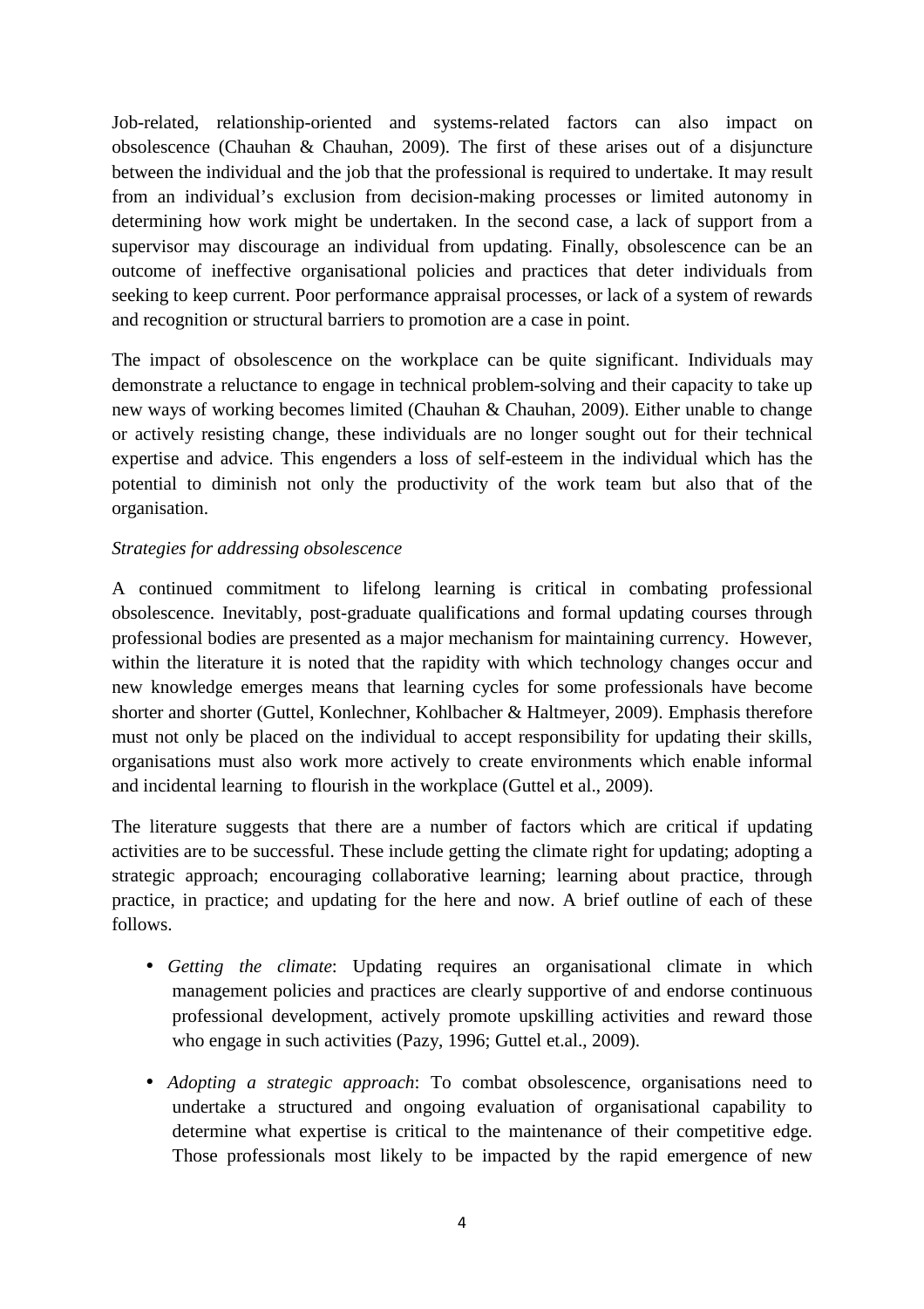Job-related, relationship-oriented and systems-related factors can also impact on obsolescence (Chauhan & Chauhan, 2009). The first of these arises out of a disjuncture between the individual and the job that the professional is required to undertake. It may result from an individual's exclusion from decision-making processes or limited autonomy in determining how work might be undertaken. In the second case, a lack of support from a supervisor may discourage an individual from updating. Finally, obsolescence can be an outcome of ineffective organisational policies and practices that deter individuals from seeking to keep current. Poor performance appraisal processes, or lack of a system of rewards and recognition or structural barriers to promotion are a case in point.

The impact of obsolescence on the workplace can be quite significant. Individuals may demonstrate a reluctance to engage in technical problem-solving and their capacity to take up new ways of working becomes limited (Chauhan & Chauhan, 2009). Either unable to change or actively resisting change, these individuals are no longer sought out for their technical expertise and advice. This engenders a loss of self-esteem in the individual which has the potential to diminish not only the productivity of the work team but also that of the organisation.

*Strategies for addressing obsolescence*

A continued commitment to lifelong learning is critical in combating professional obsolescence. Inevitably, post-graduate qualifications and formal updating courses through professional bodies are presented as a major mechanism for maintaining currency. However, within the literature it is noted that the rapidity with which technology changes occur and new knowledge emerges means that learning cycles for some professionals have become shorter and shorter (Guttel, Konlechner, Kohlbacher & Haltmeyer, 2009). Emphasis therefore must not only be placed on the individual to accept responsibility for updating their skills, organisations must also work more actively to create environments which enable informal and incidental learning to flourish in the workplace (Guttel et al., 2009).

The literature suggests that there are a number of factors which are critical if updating activities are to be successful. These include getting the climate right for updating; adopting a strategic approach; encouraging collaborative learning; learning about practice, through practice, in practice; and updating for the here and now. A brief outline of each of these follows.

- *Getting the climate*: Updating requires an organisational climate in which management policies and practices are clearly supportive of and endorse continuous professional development, actively promote upskilling activities and reward those who engage in such activities (Pazy, 1996; Guttel et.al., 2009).

- *Adopting a strategic approach*: To combat obsolescence, organisations need to undertake a structured and ongoing evaluation of organisational capability to determine what expertise is critical to the maintenance of their competitive edge. Those professionals most likely to be impacted by the rapid emergence of new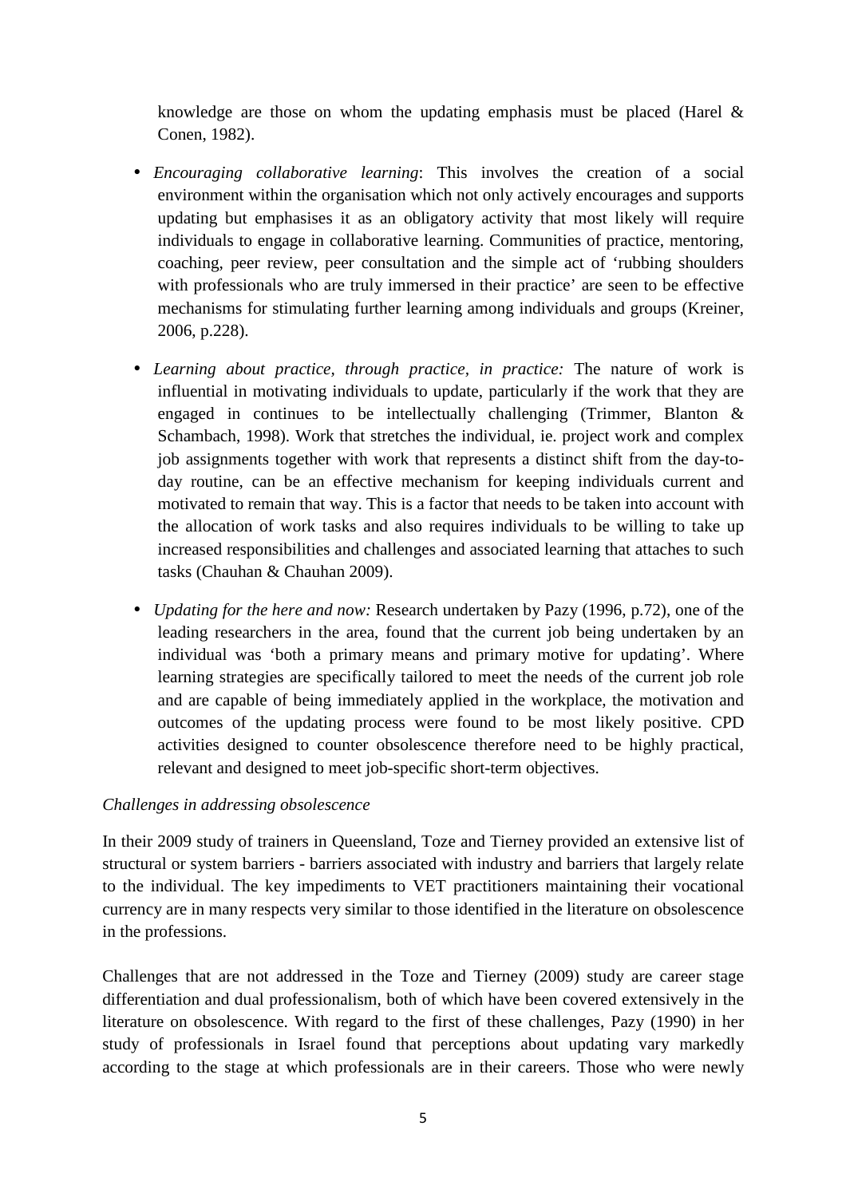knowledge are those on whom the updating emphasis must be placed (Harel & Conen, 1982).

- *Encouraging collaborative learning*: This involves the creation of a social environment within the organisation which not only actively encourages and supports updating but emphasises it as an obligatory activity that most likely will require individuals to engage in collaborative learning. Communities of practice, mentoring, coaching, peer review, peer consultation and the simple act of 'rubbing shoulders with professionals who are truly immersed in their practice' are seen to be effective mechanisms for stimulating further learning among individuals and groups (Kreiner, 2006, p.228).

- *Learning about practice, through practice, in practice:* The nature of work is influential in motivating individuals to update, particularly if the work that they are engaged in continues to be intellectually challenging (Trimmer, Blanton & Schambach, 1998). Work that stretches the individual, ie. project work and complex job assignments together with work that represents a distinct shift from the day-to-day routine, can be an effective mechanism for keeping individuals current and motivated to remain that way. This is a factor that needs to be taken into account with the allocation of work tasks and also requires individuals to be willing to take up increased responsibilities and challenges and associated learning that attaches to such tasks (Chauhan & Chauhan 2009).

- *Updating for the here and now:* Research undertaken by Pazy (1996, p.72), one of the leading researchers in the area, found that the current job being undertaken by an individual was 'both a primary means and primary motive for updating'. Where learning strategies are specifically tailored to meet the needs of the current job role and are capable of being immediately applied in the workplace, the motivation and outcomes of the updating process were found to be most likely positive. CPD activities designed to counter obsolescence therefore need to be highly practical, relevant and designed to meet job-specific short-term objectives.

*Challenges in addressing obsolescence*

In their 2009 study of trainers in Queensland, Toze and Tierney provided an extensive list of structural or system barriers - barriers associated with industry and barriers that largely relate to the individual. The key impediments to VET practitioners maintaining their vocational currency are in many respects very similar to those identified in the literature on obsolescence in the professions.

Challenges that are not addressed in the Toze and Tierney (2009) study are career stage differentiation and dual professionalism, both of which have been covered extensively in the literature on obsolescence. With regard to the first of these challenges, Pazy (1990) in her study of professionals in Israel found that perceptions about updating vary markedly according to the stage at which professionals are in their careers. Those who were newly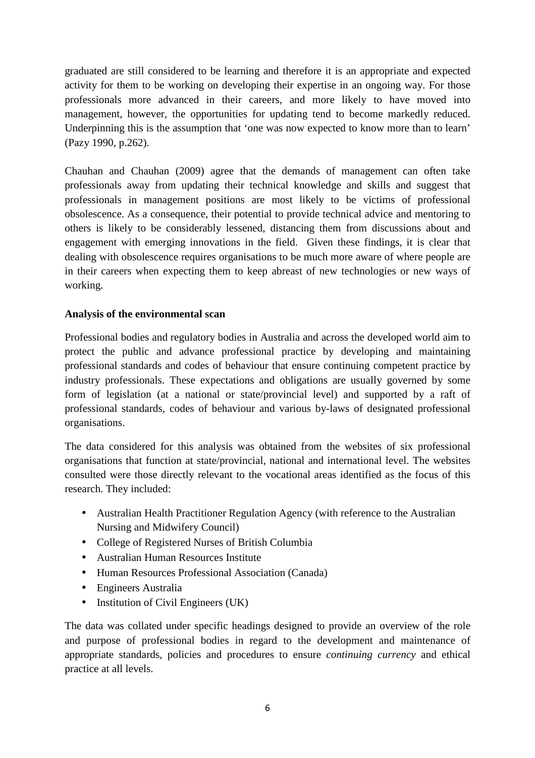graduated are still considered to be learning and therefore it is an appropriate and expected activity for them to be working on developing their expertise in an ongoing way. For those professionals more advanced in their careers, and more likely to have moved into management, however, the opportunities for updating tend to become markedly reduced. Underpinning this is the assumption that 'one was now expected to know more than to learn' (Pazy 1990, p.262).

Chauhan and Chauhan (2009) agree that the demands of management can often take professionals away from updating their technical knowledge and skills and suggest that professionals in management positions are most likely to be victims of professional obsolescence. As a consequence, their potential to provide technical advice and mentoring to others is likely to be considerably lessened, distancing them from discussions about and engagement with emerging innovations in the field. Given these findings, it is clear that dealing with obsolescence requires organisations to be much more aware of where people are in their careers when expecting them to keep abreast of new technologies or new ways of working.

**Analysis of the environmental scan**

Professional bodies and regulatory bodies in Australia and across the developed world aim to protect the public and advance professional practice by developing and maintaining professional standards and codes of behaviour that ensure continuing competent practice by industry professionals. These expectations and obligations are usually governed by some form of legislation (at a national or state/provincial level) and supported by a raft of professional standards, codes of behaviour and various by-laws of designated professional organisations.

The data considered for this analysis was obtained from the websites of six professional organisations that function at state/provincial, national and international level. The websites consulted were those directly relevant to the vocational areas identified as the focus of this research. They included:

- Australian Health Practitioner Regulation Agency (with reference to the Australian Nursing and Midwifery Council)
- College of Registered Nurses of British Columbia
- Australian Human Resources Institute
- Human Resources Professional Association (Canada)
- Engineers Australia
- Institution of Civil Engineers (UK)

The data was collated under specific headings designed to provide an overview of the role and purpose of professional bodies in regard to the development and maintenance of appropriate standards, policies and procedures to ensure *continuing currency* and ethical practice at all levels.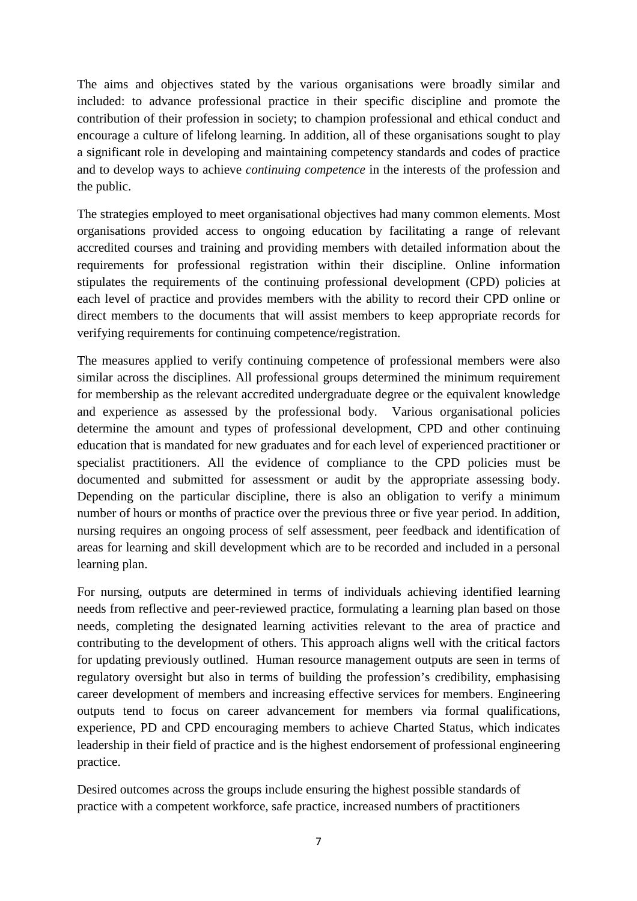The aims and objectives stated by the various organisations were broadly similar and included: to advance professional practice in their specific discipline and promote the contribution of their profession in society; to champion professional and ethical conduct and encourage a culture of lifelong learning. In addition, all of these organisations sought to play a significant role in developing and maintaining competency standards and codes of practice and to develop ways to achieve *continuing competence* in the interests of the profession and the public.

The strategies employed to meet organisational objectives had many common elements. Most organisations provided access to ongoing education by facilitating a range of relevant accredited courses and training and providing members with detailed information about the requirements for professional registration within their discipline. Online information stipulates the requirements of the continuing professional development (CPD) policies at each level of practice and provides members with the ability to record their CPD online or direct members to the documents that will assist members to keep appropriate records for verifying requirements for continuing competence/registration.

The measures applied to verify continuing competence of professional members were also similar across the disciplines. All professional groups determined the minimum requirement for membership as the relevant accredited undergraduate degree or the equivalent knowledge and experience as assessed by the professional body. Various organisational policies determine the amount and types of professional development, CPD and other continuing education that is mandated for new graduates and for each level of experienced practitioner or specialist practitioners. All the evidence of compliance to the CPD policies must be documented and submitted for assessment or audit by the appropriate assessing body. Depending on the particular discipline, there is also an obligation to verify a minimum number of hours or months of practice over the previous three or five year period. In addition, nursing requires an ongoing process of self assessment, peer feedback and identification of areas for learning and skill development which are to be recorded and included in a personal learning plan.

For nursing, outputs are determined in terms of individuals achieving identified learning needs from reflective and peer-reviewed practice, formulating a learning plan based on those needs, completing the designated learning activities relevant to the area of practice and contributing to the development of others. This approach aligns well with the critical factors for updating previously outlined. Human resource management outputs are seen in terms of regulatory oversight but also in terms of building the profession's credibility, emphasising career development of members and increasing effective services for members. Engineering outputs tend to focus on career advancement for members via formal qualifications, experience, PD and CPD encouraging members to achieve Charted Status, which indicates leadership in their field of practice and is the highest endorsement of professional engineering practice.

Desired outcomes across the groups include ensuring the highest possible standards of practice with a competent workforce, safe practice, increased numbers of practitioners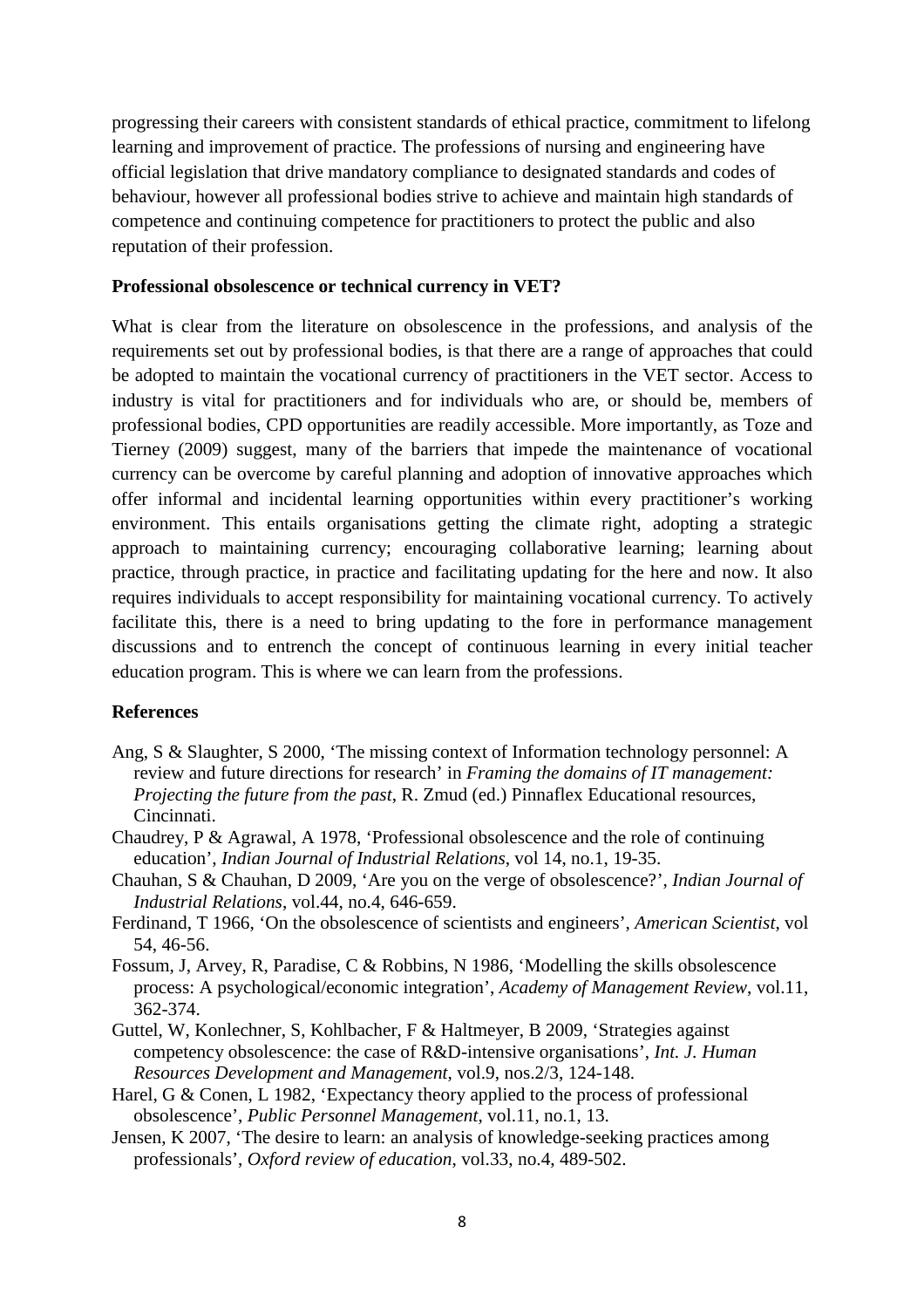progressing their careers with consistent standards of ethical practice, commitment to lifelong learning and improvement of practice. The professions of nursing and engineering have official legislation that drive mandatory compliance to designated standards and codes of behaviour, however all professional bodies strive to achieve and maintain high standards of competence and continuing competence for practitioners to protect the public and also reputation of their profession.

**Professional obsolescence or technical currency in VET?**

What is clear from the literature on obsolescence in the professions, and analysis of the requirements set out by professional bodies, is that there are a range of approaches that could be adopted to maintain the vocational currency of practitioners in the VET sector. Access to industry is vital for practitioners and for individuals who are, or should be, members of professional bodies, CPD opportunities are readily accessible. More importantly, as Toze and Tierney (2009) suggest, many of the barriers that impede the maintenance of vocational currency can be overcome by careful planning and adoption of innovative approaches which offer informal and incidental learning opportunities within every practitioner's working environment. This entails organisations getting the climate right, adopting a strategic approach to maintaining currency; encouraging collaborative learning; learning about practice, through practice, in practice and facilitating updating for the here and now. It also requires individuals to accept responsibility for maintaining vocational currency. To actively facilitate this, there is a need to bring updating to the fore in performance management discussions and to entrench the concept of continuous learning in every initial teacher education program. This is where we can learn from the professions.

**References**

Ang, S & Slaughter, S 2000, 'The missing context of Information technology personnel: A review and future directions for research' in *Framing the domains of IT management: Projecting the future from the past*, R. Zmud (ed.) Pinnaflex Educational resources, Cincinnati.

Chaudrey, P & Agrawal, A 1978, 'Professional obsolescence and the role of continuing education', *Indian Journal of Industrial Relations*, vol 14, no.1, 19-35.

Chauhan, S & Chauhan, D 2009, 'Are you on the verge of obsolescence?', *Indian Journal of Industrial Relations*, vol.44, no.4, 646-659.

Ferdinand, T 1966, 'On the obsolescence of scientists and engineers', *American Scientist*, vol 54, 46-56.

Fossum, J, Arvey, R, Paradise, C & Robbins, N 1986, 'Modelling the skills obsolescence process: A psychological/economic integration', *Academy of Management Review*, vol.11, 362-374.

Guttel, W, Konlechner, S, Kohlbacher, F & Haltmeyer, B 2009, 'Strategies against competency obsolescence: the case of R&D-intensive organisations', *Int. J. Human Resources Development and Management*, vol.9, nos.2/3, 124-148.

Harel, G & Conen, L 1982, 'Expectancy theory applied to the process of professional obsolescence', *Public Personnel Management*, vol.11, no.1, 13.

Jensen, K 2007, 'The desire to learn: an analysis of knowledge-seeking practices among professionals', *Oxford review of education*, vol.33, no.4, 489-502.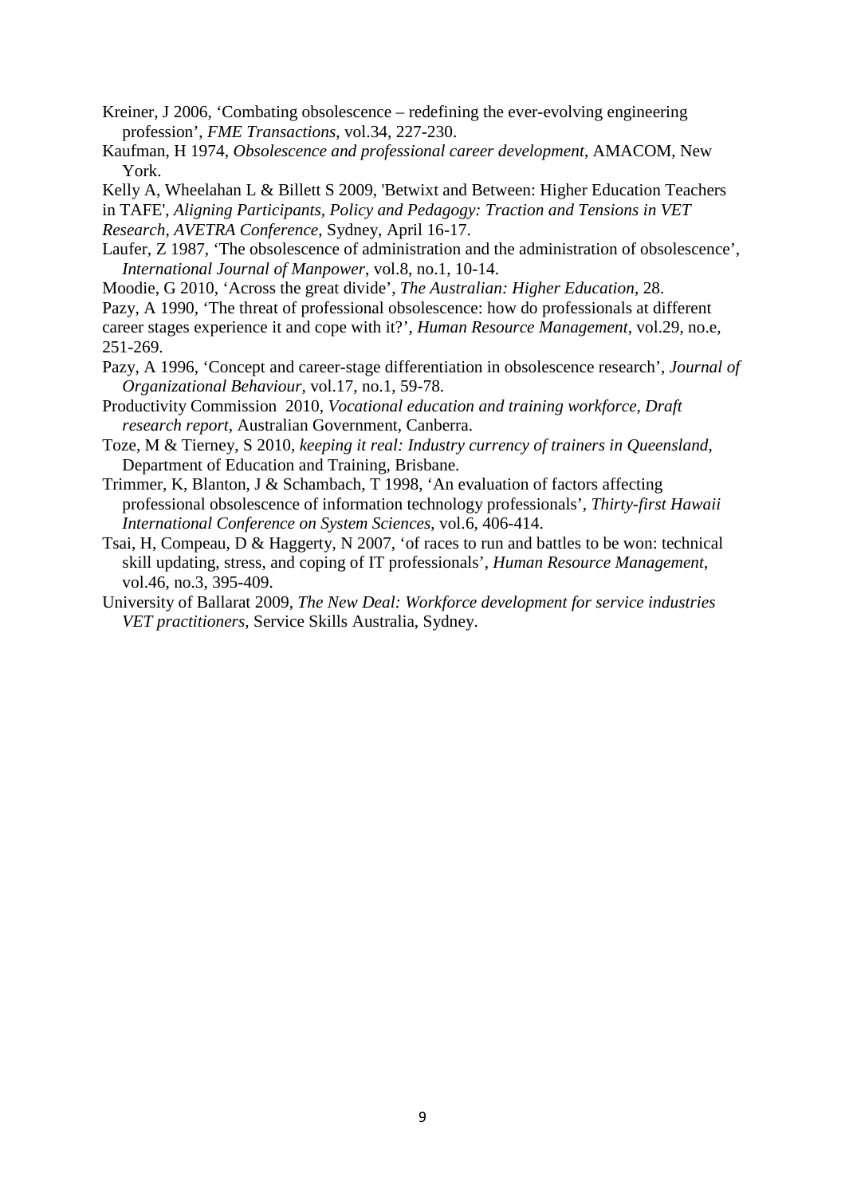Kreiner, J 2006, 'Combating obsolescence – redefining the ever-evolving engineering profession', *FME Transactions*, vol.34, 227-230.

Kaufman, H 1974, *Obsolescence and professional career development*, AMACOM, New York.

Kelly A, Wheelahan L & Billett S 2009, 'Betwixt and Between: Higher Education Teachers in TAFE', *Aligning Participants, Policy and Pedagogy: Traction and Tensions in VET Research, AVETRA Conference*, Sydney, April 16-17.

Laufer, Z 1987, 'The obsolescence of administration and the administration of obsolescence', *International Journal of Manpower*, vol.8, no.1, 10-14.

Moodie, G 2010, 'Across the great divide', *The Australian: Higher Education*, 28.

Pazy, A 1990, 'The threat of professional obsolescence: how do professionals at different career stages experience it and cope with it?', *Human Resource Management*, vol.29, no.e, 251-269.

Pazy, A 1996, 'Concept and career-stage differentiation in obsolescence research', *Journal of Organizational Behaviour*, vol.17, no.1, 59-78.

Productivity Commission 2010, *Vocational education and training workforce, Draft research report*, Australian Government, Canberra.

Toze, M & Tierney, S 2010, *keeping it real: Industry currency of trainers in Queensland*, Department of Education and Training, Brisbane.

Trimmer, K, Blanton, J & Schambach, T 1998, 'An evaluation of factors affecting professional obsolescence of information technology professionals', *Thirty-first Hawaii International Conference on System Sciences*, vol.6, 406-414.

Tsai, H, Compeau, D & Haggerty, N 2007, 'of races to run and battles to be won: technical skill updating, stress, and coping of IT professionals', *Human Resource Management*, vol.46, no.3, 395-409.

University of Ballarat 2009, *The New Deal: Workforce development for service industries VET practitioners*, Service Skills Australia, Sydney.